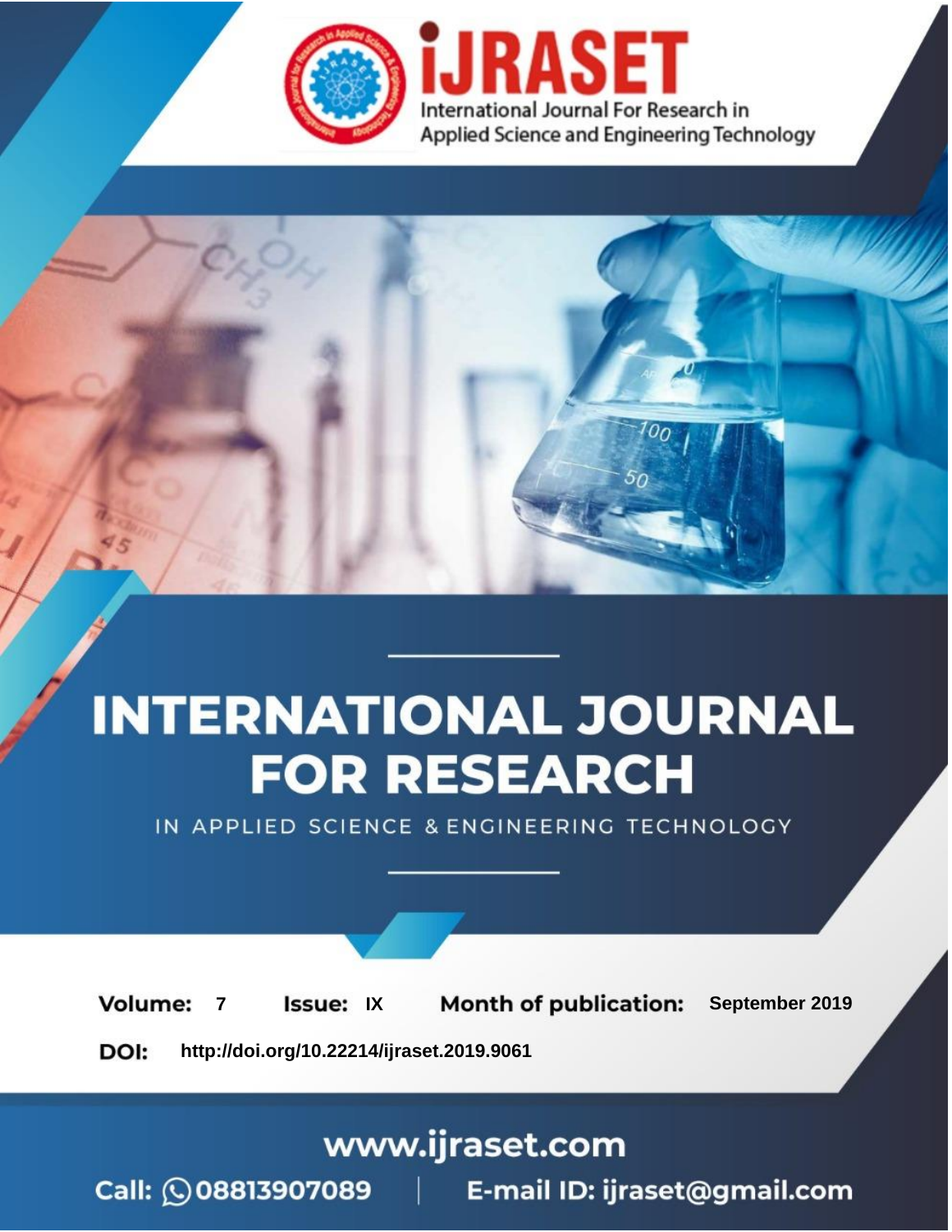# iJRASET

International Journal For Research in Applied Science and Engineering Technology

# INTERNATIONAL JOURNAL FOR RESEARCH

IN APPLIED SCIENCE & ENGINEERING TECHNOLOGY

**Volume:** 7 **Issue:** IX **Month of publication:** September 2019

**DOI:** http://doi.org/10.22214/ijraset.2019.9061

www.ijraset.com

Call: 08813907089 | E-mail ID: ijraset@gmail.com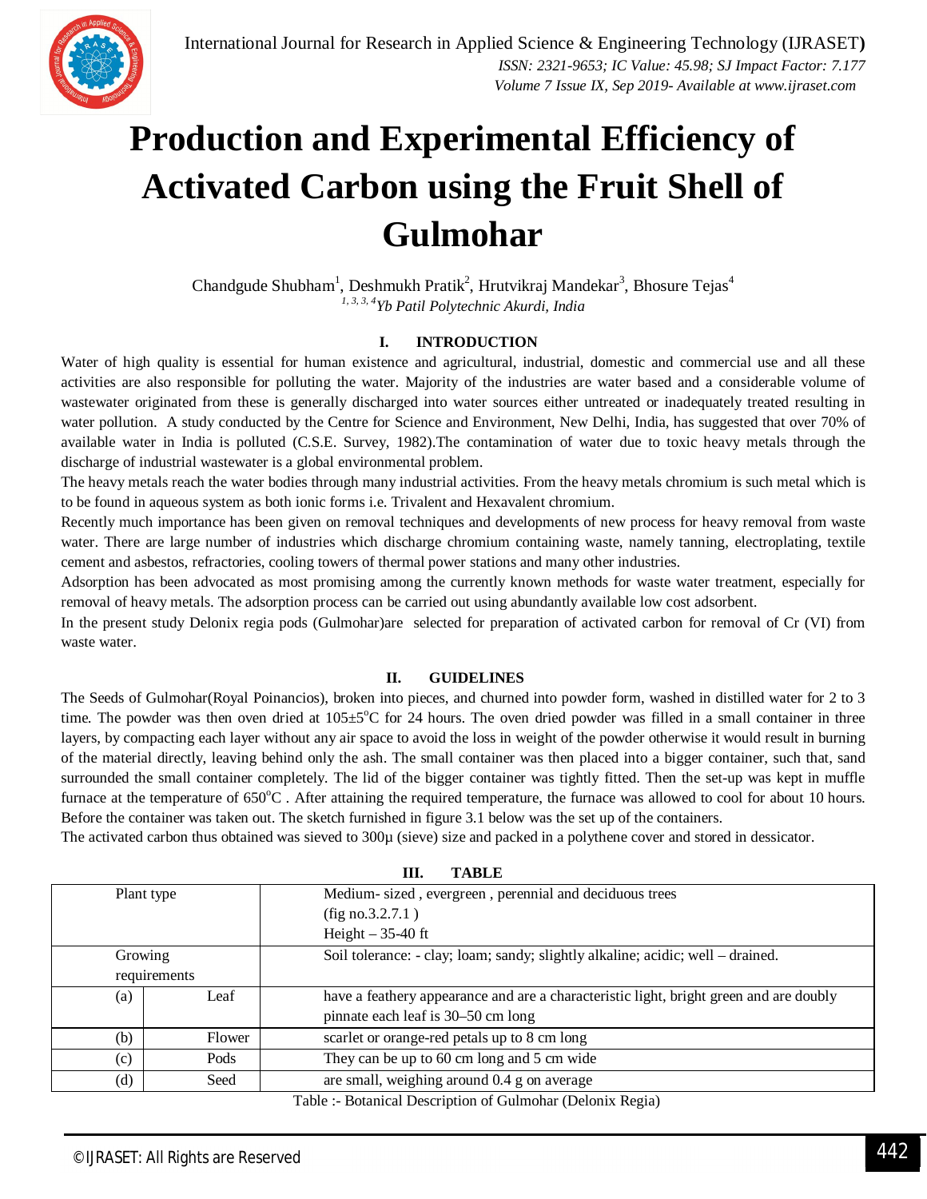# Production and Experimental Efficiency of Activated Carbon using the Fruit Shell of Gulmohar

Chandgude Shubham[1], Deshmukh Pratik[2], Hrutvikraj Mandekar[3], Bhosure Tejas[4]

*[1, 3, 3, 4]Yb Patil Polytechnic Akurdi, India*

## I. INTRODUCTION

Water of high quality is essential for human existence and agricultural, industrial, domestic and commercial use and all these activities are also responsible for polluting the water. Majority of the industries are water based and a considerable volume of wastewater originated from these is generally discharged into water sources either untreated or inadequately treated resulting in water pollution. A study conducted by the Centre for Science and Environment, New Delhi, India, has suggested that over 70% of available water in India is polluted (C.S.E. Survey, 1982).The contamination of water due to toxic heavy metals through the discharge of industrial wastewater is a global environmental problem.

The heavy metals reach the water bodies through many industrial activities. From the heavy metals chromium is such metal which is to be found in aqueous system as both ionic forms i.e. Trivalent and Hexavalent chromium.

Recently much importance has been given on removal techniques and developments of new process for heavy removal from waste water. There are large number of industries which discharge chromium containing waste, namely tanning, electroplating, textile cement and asbestos, refractories, cooling towers of thermal power stations and many other industries.

Adsorption has been advocated as most promising among the currently known methods for waste water treatment, especially for removal of heavy metals. The adsorption process can be carried out using abundantly available low cost adsorbent.

In the present study Delonix regia pods (Gulmohar)are selected for preparation of activated carbon for removal of Cr (VI) from waste water.

## II. GUIDELINES

The Seeds of Gulmohar(Royal Poinancios), broken into pieces, and churned into powder form, washed in distilled water for 2 to 3 time. The powder was then oven dried at 105±5°C for 24 hours. The oven dried powder was filled in a small container in three layers, by compacting each layer without any air space to avoid the loss in weight of the powder otherwise it would result in burning of the material directly, leaving behind only the ash. The small container was then placed into a bigger container, such that, sand surrounded the small container completely. The lid of the bigger container was tightly fitted. Then the set-up was kept in muffle furnace at the temperature of 650°C . After attaining the required temperature, the furnace was allowed to cool for about 10 hours. Before the container was taken out. The sketch furnished in figure 3.1 below was the set up of the containers.

The activated carbon thus obtained was sieved to 300µ (sieve) size and packed in a polythene cover and stored in dessicator.

## III. TABLE

| Plant type | | Medium- sized , evergreen , perennial and deciduous trees (fig no.3.2.7.1 ) Height – 35-40 ft |
|---|---|---|
| Growing requirements | | Soil tolerance: - clay; loam; sandy; slightly alkaline; acidic; well – drained. |
| (a) | Leaf | have a feathery appearance and are a characteristic light, bright green and are doubly pinnate each leaf is 30–50 cm long |
| (b) | Flower | scarlet or orange-red petals up to 8 cm long |
| (c) | Pods | They can be up to 60 cm long and 5 cm wide |
| (d) | Seed | are small, weighing around 0.4 g on average |

Table :- Botanical Description of Gulmohar (Delonix Regia)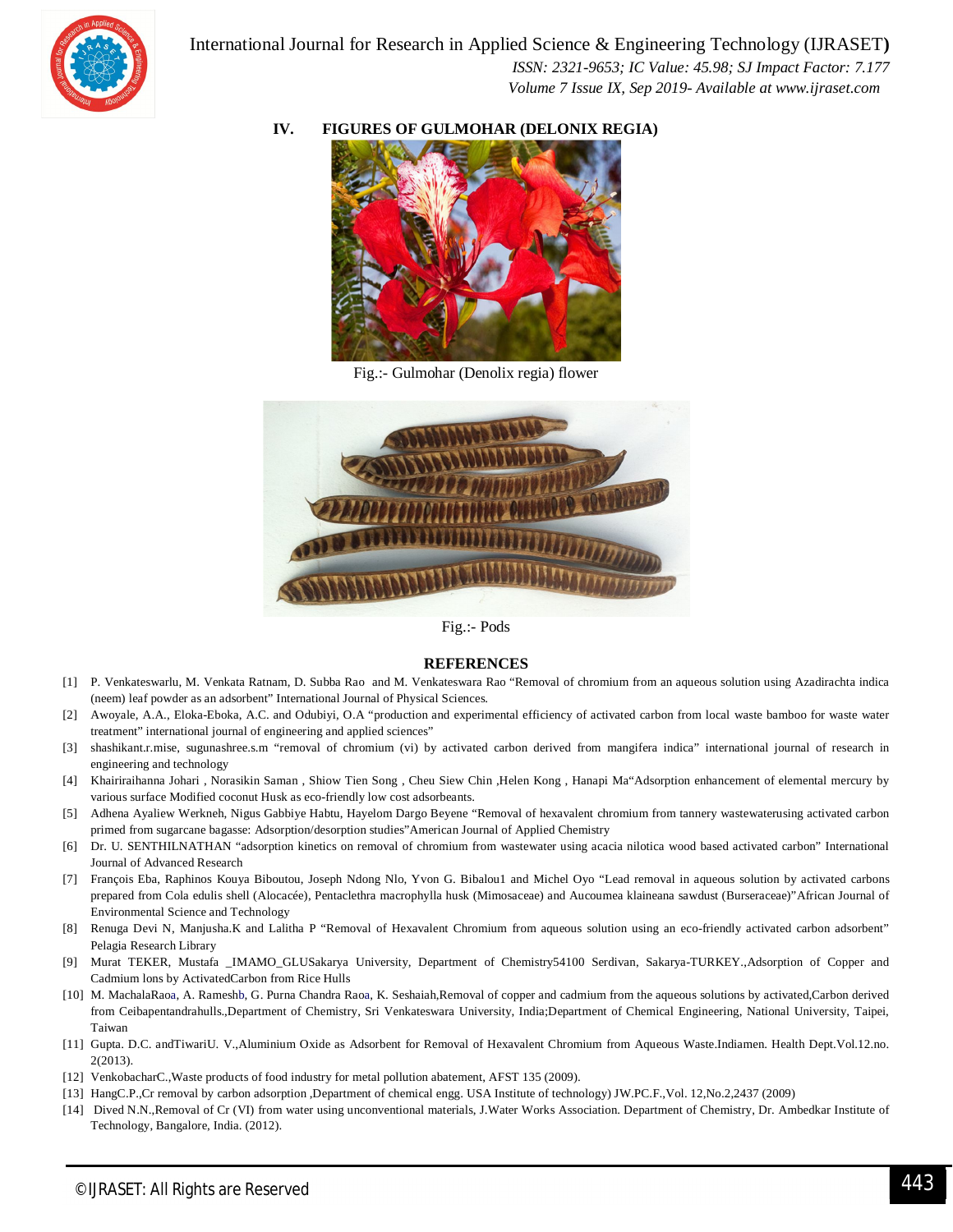## IV. FIGURES OF GULMOHAR (DELONIX REGIA)

Fig.:- Gulmohar (Denolix regia) flower

Fig.:- Pods

## REFERENCES

[1] P. Venkateswarlu, M. Venkata Ratnam, D. Subba Rao and M. Venkateswara Rao "Removal of chromium from an aqueous solution using Azadirachta indica (neem) leaf powder as an adsorbent" International Journal of Physical Sciences.

[2] Awoyale, A.A., Eloka-Eboka, A.C. and Odubiyi, O.A "production and experimental efficiency of activated carbon from local waste bamboo for waste water treatment" international journal of engineering and applied sciences"

[3] shashikant.r.mise, sugunashree.s.m "removal of chromium (vi) by activated carbon derived from mangifera indica" international journal of research in engineering and technology

[4] Khairiraihanna Johari , Norasikin Saman , Shiow Tien Song , Cheu Siew Chin ,Helen Kong , Hanapi Ma"Adsorption enhancement of elemental mercury by various surface Modified coconut Husk as eco-friendly low cost adsorbeants.

[5] Adhena Ayaliew Werkneh, Nigus Gabbiye Habtu, Hayelom Dargo Beyene "Removal of hexavalent chromium from tannery wastewaterusing activated carbon primed from sugarcane bagasse: Adsorption/desorption studies"American Journal of Applied Chemistry

[6] Dr. U. SENTHILNATHAN "adsorption kinetics on removal of chromium from wastewater using acacia nilotica wood based activated carbon" International Journal of Advanced Research

[7] François Eba, Raphinos Kouya Biboutou, Joseph Ndong Nlo, Yvon G. Bibalou1 and Michel Oyo "Lead removal in aqueous solution by activated carbons prepared from Cola edulis shell (Alocacée), Pentaclethra macrophylla husk (Mimosaceae) and Aucoumea klaineana sawdust (Burseraceae)"African Journal of Environmental Science and Technology

[8] Renuga Devi N, Manjusha.K and Lalitha P "Removal of Hexavalent Chromium from aqueous solution using an eco-friendly activated carbon adsorbent" Pelagia Research Library

[9] Murat TEKER, Mustafa _IMAMO_GLUSakarya University, Department of Chemistry54100 Serdivan, Sakarya-TURKEY.,Adsorption of Copper and Cadmium lons by ActivatedCarbon from Rice Hulls

[10] M. MachalaRaoa, A. Rameshb, G. Purna Chandra Raoa, K. Seshaiah,Removal of copper and cadmium from the aqueous solutions by activated,Carbon derived from Ceibapentandrahulls.,Department of Chemistry, Sri Venkateswara University, India;Department of Chemical Engineering, National University, Taipei, Taiwan

[11] Gupta. D.C. andTiwariU. V.,Aluminium Oxide as Adsorbent for Removal of Hexavalent Chromium from Aqueous Waste.Indiamen. Health Dept.Vol.12.no. 2(2013).

[12] VenkobacharC.,Waste products of food industry for metal pollution abatement, AFST 135 (2009).

[13] HangC.P.,Cr removal by carbon adsorption ,Department of chemical engg. USA Institute of technology) JW.PC.F.,Vol. 12,No.2,2437 (2009)

[14] Dived N.N.,Removal of Cr (VI) from water using unconventional materials, J.Water Works Association. Department of Chemistry, Dr. Ambedkar Institute of Technology, Bangalore, India. (2012).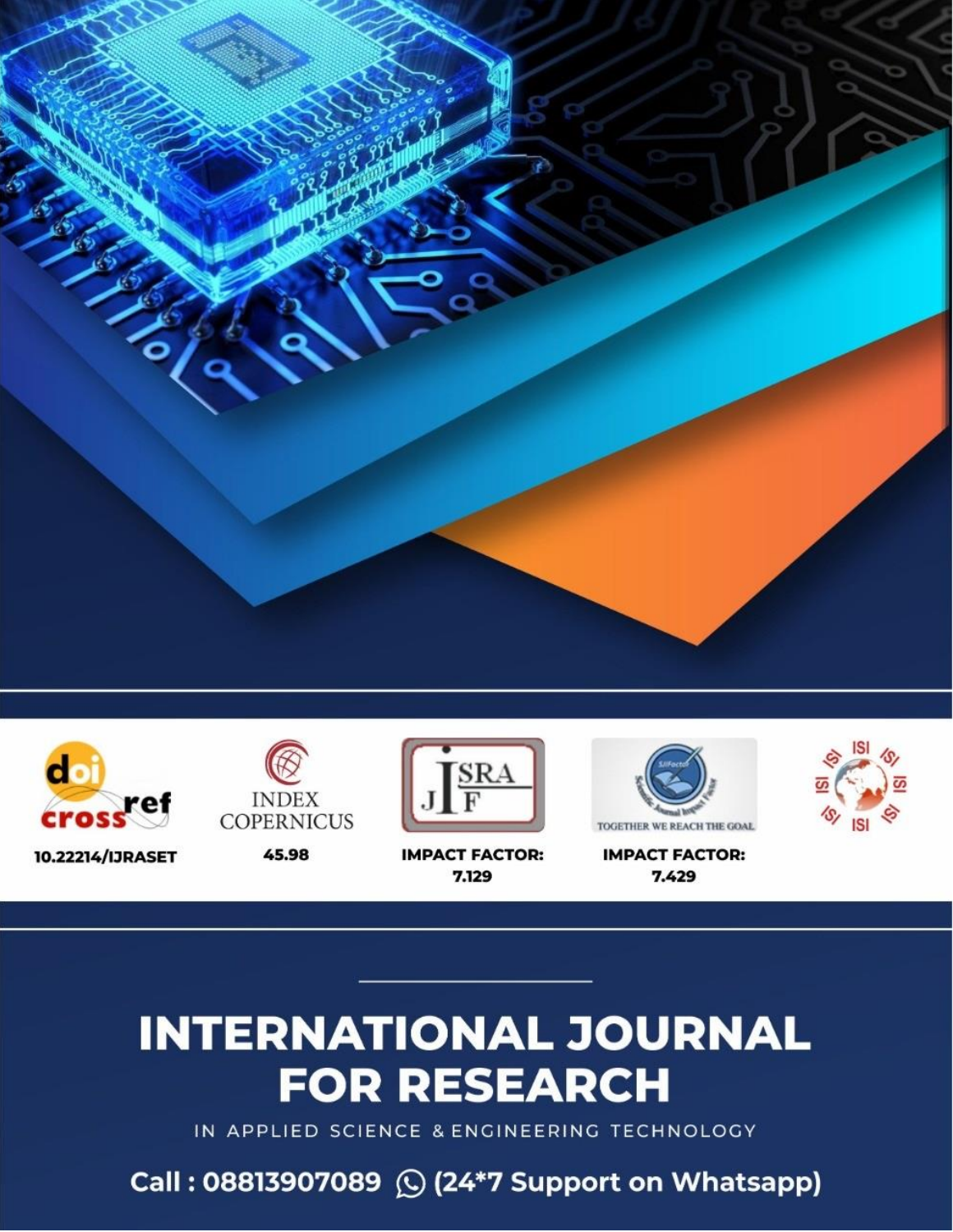10.22214/IJRASET

INDEX COPERNICUS

45.98

IMPACT FACTOR: 7.129

IMPACT FACTOR: 7.429

TOGETHER WE REACH THE GOAL

# INTERNATIONAL JOURNAL FOR RESEARCH

IN APPLIED SCIENCE & ENGINEERING TECHNOLOGY

Call : 08813907089 (24*7 Support on Whatsapp)